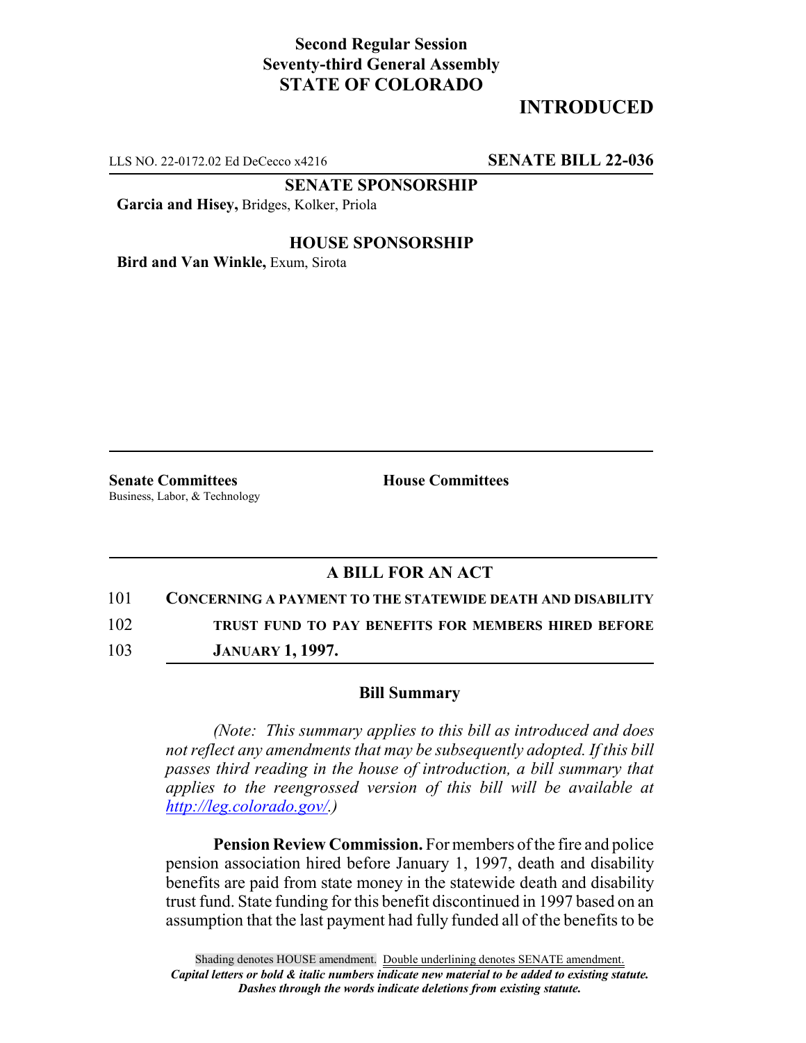**Second Regular Session**
**Seventy-third General Assembly**
**STATE OF COLORADO**

# INTRODUCED

LLS NO. 22-0172.02 Ed DeCecco x4216 **SENATE BILL 22-036**

**SENATE SPONSORSHIP**

**Garcia and Hisey,** Bridges, Kolker, Priola

**HOUSE SPONSORSHIP**

**Bird and Van Winkle,** Exum, Sirota

**Senate Committees**
Business, Labor, & Technology

**House Committees**

## A BILL FOR AN ACT

101 **CONCERNING A PAYMENT TO THE STATEWIDE DEATH AND DISABILITY**
102 **TRUST FUND TO PAY BENEFITS FOR MEMBERS HIRED BEFORE**
103 **JANUARY 1, 1997.**

### Bill Summary

*(Note: This summary applies to this bill as introduced and does not reflect any amendments that may be subsequently adopted. If this bill passes third reading in the house of introduction, a bill summary that applies to the reengrossed version of this bill will be available at http://leg.colorado.gov/.)*

**Pension Review Commission.** For members of the fire and police pension association hired before January 1, 1997, death and disability benefits are paid from state money in the statewide death and disability trust fund. State funding for this benefit discontinued in 1997 based on an assumption that the last payment had fully funded all of the benefits to be

Shading denotes HOUSE amendment. Double underlining denotes SENATE amendment.
*Capital letters or bold & italic numbers indicate new material to be added to existing statute.*
*Dashes through the words indicate deletions from existing statute.*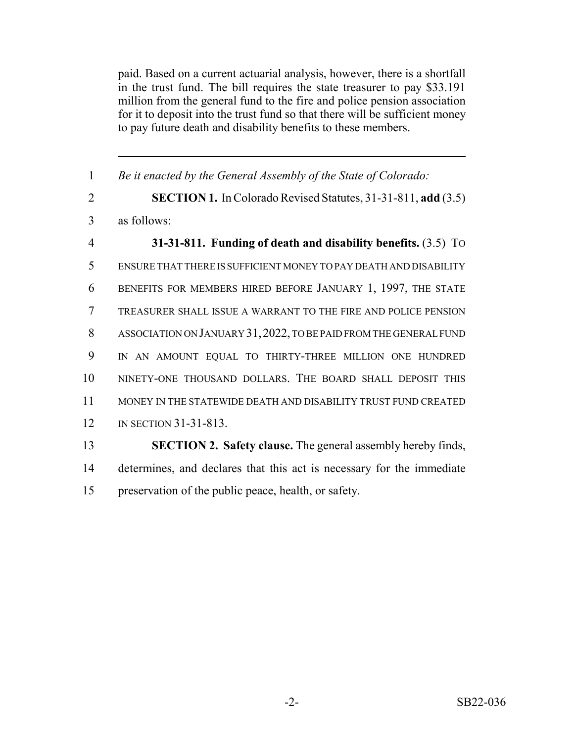paid. Based on a current actuarial analysis, however, there is a shortfall in the trust fund. The bill requires the state treasurer to pay $33.191 million from the general fund to the fire and police pension association for it to deposit into the trust fund so that there will be sufficient money to pay future death and disability benefits to these members.

---

1 *Be it enacted by the General Assembly of the State of Colorado:*

2 **SECTION 1.** In Colorado Revised Statutes, 31-31-811, **add** (3.5)
3 as follows:

4 **31-31-811. Funding of death and disability benefits.** (3.5) TO
5 ENSURE THAT THERE IS SUFFICIENT MONEY TO PAY DEATH AND DISABILITY
6 BENEFITS FOR MEMBERS HIRED BEFORE JANUARY 1, 1997, THE STATE
7 TREASURER SHALL ISSUE A WARRANT TO THE FIRE AND POLICE PENSION
8 ASSOCIATION ON JANUARY 31, 2022, TO BE PAID FROM THE GENERAL FUND
9 IN AN AMOUNT EQUAL TO THIRTY-THREE MILLION ONE HUNDRED
10 NINETY-ONE THOUSAND DOLLARS. THE BOARD SHALL DEPOSIT THIS
11 MONEY IN THE STATEWIDE DEATH AND DISABILITY TRUST FUND CREATED
12 IN SECTION 31-31-813.

13 **SECTION 2. Safety clause.** The general assembly hereby finds,
14 determines, and declares that this act is necessary for the immediate
15 preservation of the public peace, health, or safety.